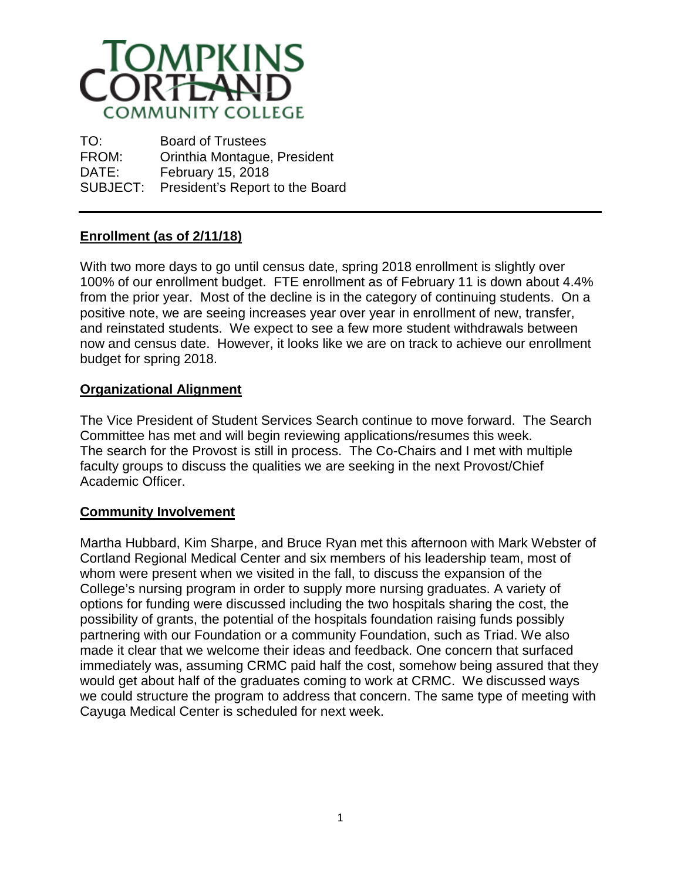TOMPKINS CORTLAND COMMUNITY COLLEGE

TO: Board of Trustees
FROM: Orinthia Montague, President
DATE: February 15, 2018
SUBJECT: President's Report to the Board

---

**Enrollment (as of 2/11/18)**

With two more days to go until census date, spring 2018 enrollment is slightly over 100% of our enrollment budget. FTE enrollment as of February 11 is down about 4.4% from the prior year. Most of the decline is in the category of continuing students. On a positive note, we are seeing increases year over year in enrollment of new, transfer, and reinstated students. We expect to see a few more student withdrawals between now and census date. However, it looks like we are on track to achieve our enrollment budget for spring 2018.

**Organizational Alignment**

The Vice President of Student Services Search continue to move forward. The Search Committee has met and will begin reviewing applications/resumes this week. The search for the Provost is still in process. The Co-Chairs and I met with multiple faculty groups to discuss the qualities we are seeking in the next Provost/Chief Academic Officer.

**Community Involvement**

Martha Hubbard, Kim Sharpe, and Bruce Ryan met this afternoon with Mark Webster of Cortland Regional Medical Center and six members of his leadership team, most of whom were present when we visited in the fall, to discuss the expansion of the College's nursing program in order to supply more nursing graduates. A variety of options for funding were discussed including the two hospitals sharing the cost, the possibility of grants, the potential of the hospitals foundation raising funds possibly partnering with our Foundation or a community Foundation, such as Triad. We also made it clear that we welcome their ideas and feedback. One concern that surfaced immediately was, assuming CRMC paid half the cost, somehow being assured that they would get about half of the graduates coming to work at CRMC. We discussed ways we could structure the program to address that concern. The same type of meeting with Cayuga Medical Center is scheduled for next week.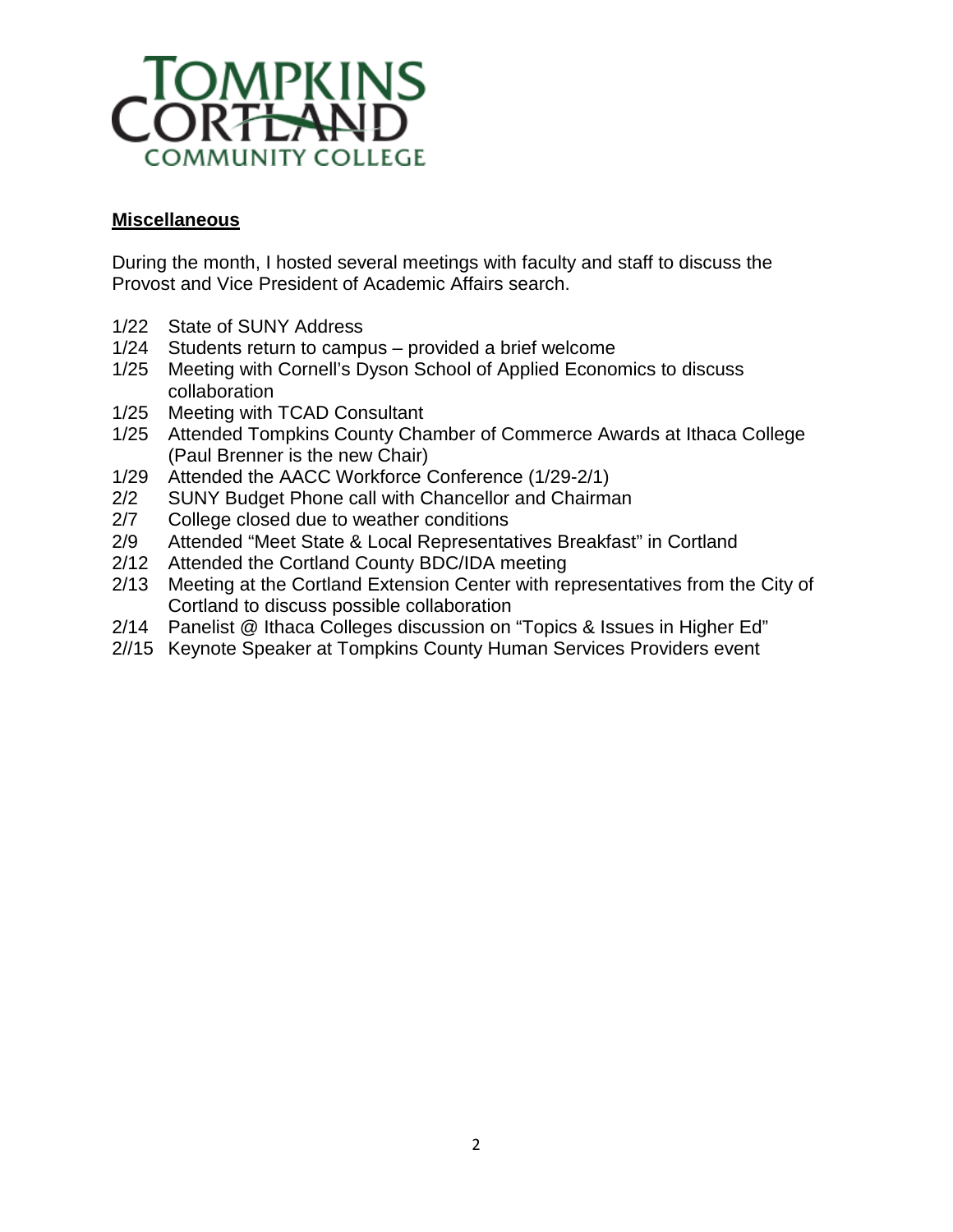**Miscellaneous**

During the month, I hosted several meetings with faculty and staff to discuss the Provost and Vice President of Academic Affairs search.

1/22 State of SUNY Address
1/24 Students return to campus – provided a brief welcome
1/25 Meeting with Cornell's Dyson School of Applied Economics to discuss collaboration
1/25 Meeting with TCAD Consultant
1/25 Attended Tompkins County Chamber of Commerce Awards at Ithaca College (Paul Brenner is the new Chair)
1/29 Attended the AACC Workforce Conference (1/29-2/1)
2/2 SUNY Budget Phone call with Chancellor and Chairman
2/7 College closed due to weather conditions
2/9 Attended "Meet State & Local Representatives Breakfast" in Cortland
2/12 Attended the Cortland County BDC/IDA meeting
2/13 Meeting at the Cortland Extension Center with representatives from the City of Cortland to discuss possible collaboration
2/14 Panelist @ Ithaca Colleges discussion on "Topics & Issues in Higher Ed"
2//15 Keynote Speaker at Tompkins County Human Services Providers event